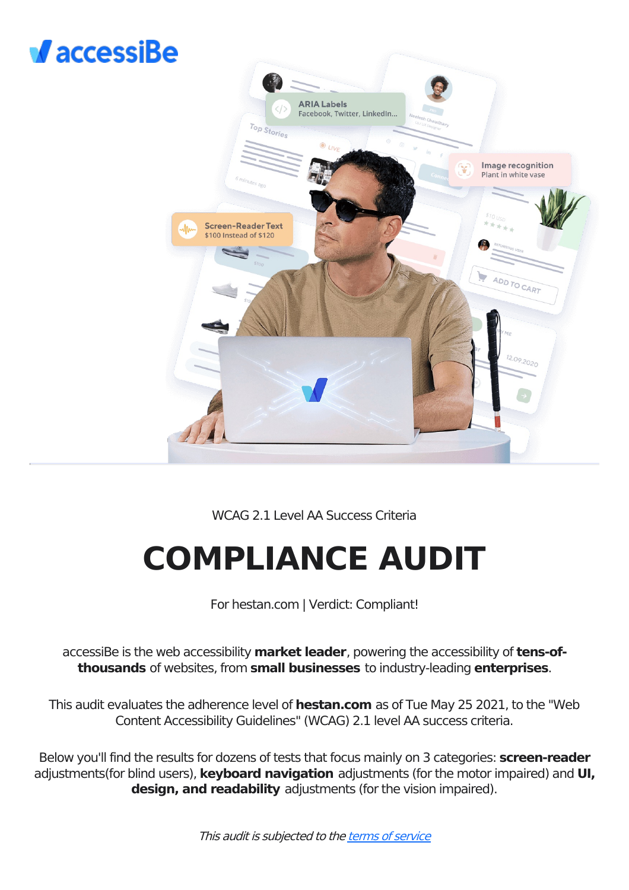accessiBe

WCAG 2.1 Level AA Success Criteria

# COMPLIANCE AUDIT

For hestan.com | Verdict: Compliant!

accessiBe is the web accessibility **market leader**, powering the accessibility of **tens-of-thousands** of websites, from **small businesses** to industry-leading **enterprises**.

This audit evaluates the adherence level of **hestan.com** as of Tue May 25 2021, to the "Web Content Accessibility Guidelines" (WCAG) 2.1 level AA success criteria.

Below you'll find the results for dozens of tests that focus mainly on 3 categories: **screen-reader** adjustments(for blind users), **keyboard navigation** adjustments (for the motor impaired) and **UI, design, and readability** adjustments (for the vision impaired).

*This audit is subjected to the [terms of service]*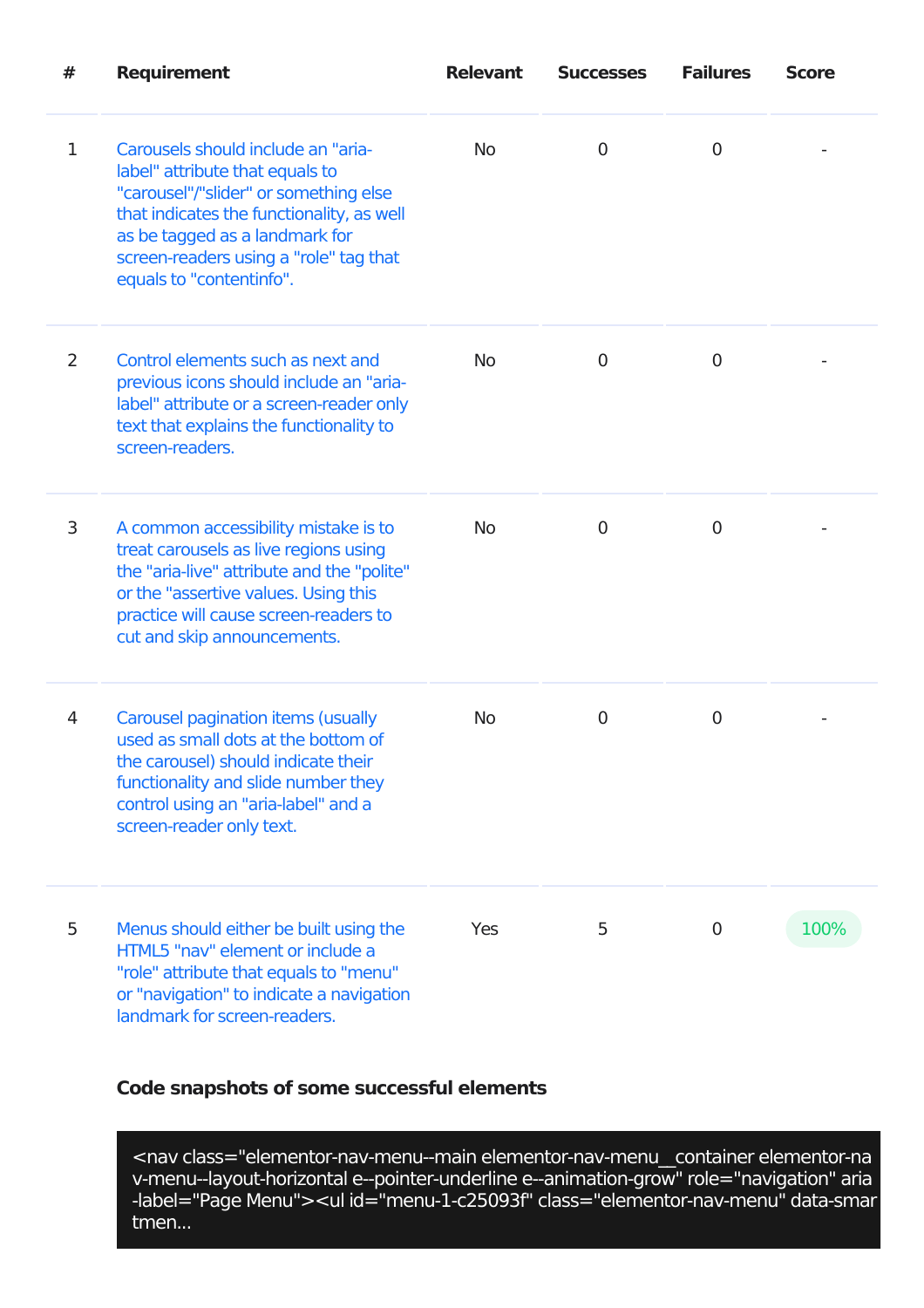| # | Requirement | Relevant | Successes | Failures | Score |
| --- | --- | --- | --- | --- | --- |
| 1 | Carousels should include an "aria-label" attribute that equals to "carousel"/"slider" or something else that indicates the functionality, as well as be tagged as a landmark for screen-readers using a "role" tag that equals to "contentinfo". | No | 0 | 0 | - |
| 2 | Control elements such as next and previous icons should include an "aria-label" attribute or a screen-reader only text that explains the functionality to screen-readers. | No | 0 | 0 | - |
| 3 | A common accessibility mistake is to treat carousels as live regions using the "aria-live" attribute and the "polite" or the "assertive values. Using this practice will cause screen-readers to cut and skip announcements. | No | 0 | 0 | - |
| 4 | Carousel pagination items (usually used as small dots at the bottom of the carousel) should indicate their functionality and slide number they control using an "aria-label" and a screen-reader only text. | No | 0 | 0 | - |
| 5 | Menus should either be built using the HTML5 "nav" element or include a "role" attribute that equals to "menu" or "navigation" to indicate a navigation landmark for screen-readers. | Yes | 5 | 0 | 100% |

**Code snapshots of some successful elements**

```
<nav class="elementor-nav-menu--main elementor-nav-menu__container elementor-nav-menu--layout-horizontal e--pointer-underline e--animation-grow" role="navigation" aria-label="Page Menu"><ul id="menu-1-c25093f" class="elementor-nav-menu" data-smartmen...
```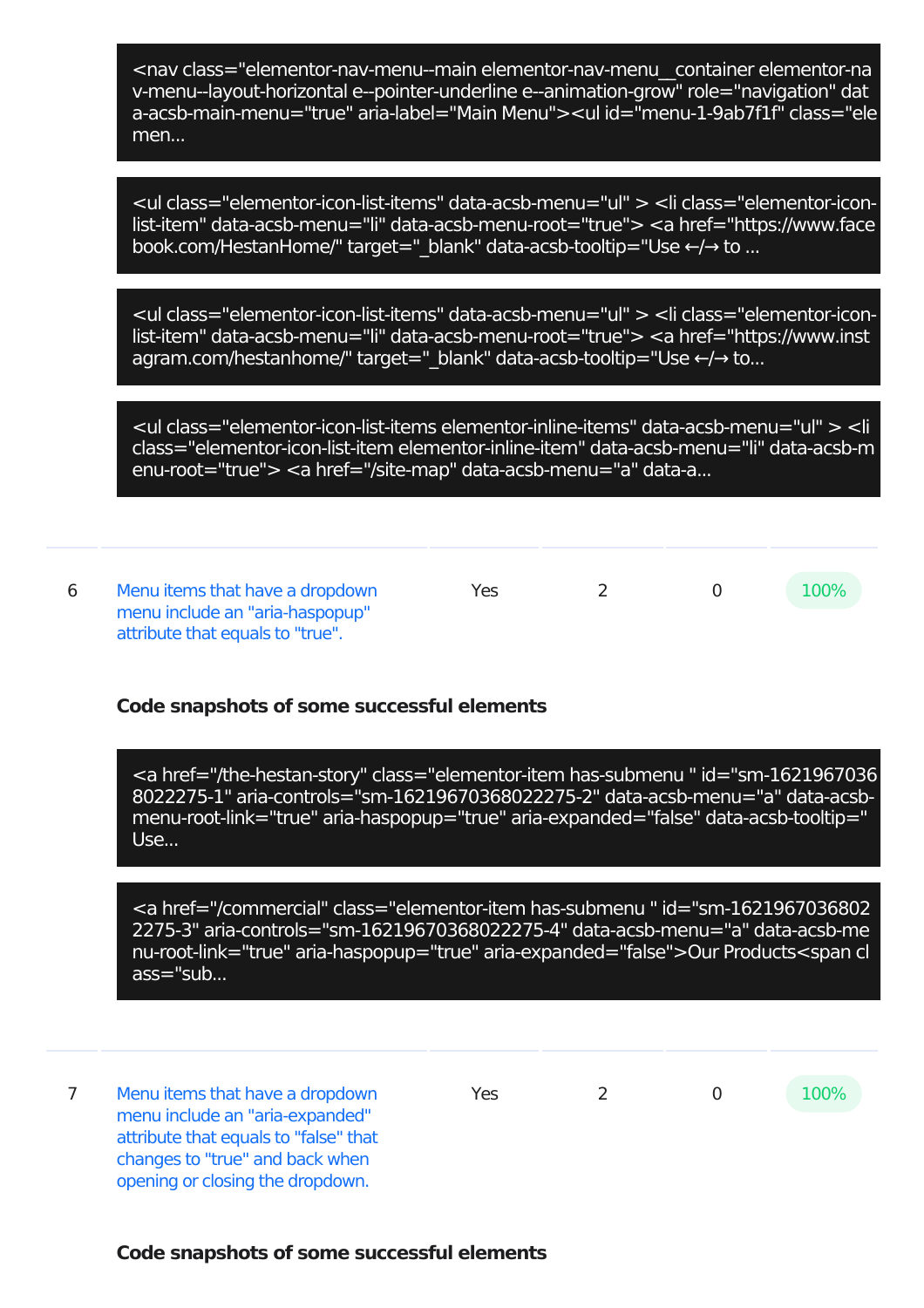```
<nav class="elementor-nav-menu--main elementor-nav-menu__container elementor-nav-menu--layout-horizontal e--pointer-underline e--animation-grow" role="navigation" data-acsb-main-menu="true" aria-label="Main Menu"><ul id="menu-1-9ab7f1f" class="elemen...
```

```
<ul class="elementor-icon-list-items" data-acsb-menu="ul" > <li class="elementor-icon-list-item" data-acsb-menu="li" data-acsb-menu-root="true"> <a href="https://www.facebook.com/HestanHome/" target="_blank" data-acsb-tooltip="Use ←/→ to ...
```

```
<ul class="elementor-icon-list-items" data-acsb-menu="ul" > <li class="elementor-icon-list-item" data-acsb-menu="li" data-acsb-menu-root="true"> <a href="https://www.instagram.com/hestanhome/" target="_blank" data-acsb-tooltip="Use ←/→ to...
```

```
<ul class="elementor-icon-list-items elementor-inline-items" data-acsb-menu="ul" > <li class="elementor-icon-list-item elementor-inline-item" data-acsb-menu="li" data-acsb-menu-root="true"> <a href="/site-map" data-acsb-menu="a" data-a...
```

| | | | | | |
|---|---|---|---|---|---|
| 6 | Menu items that have a dropdown menu include an "aria-haspopup" attribute that equals to "true". | Yes | 2 | 0 | 100% |

**Code snapshots of some successful elements**

```
<a href="/the-hestan-story" class="elementor-item has-submenu " id="sm-16219670368022275-1" aria-controls="sm-16219670368022275-2" data-acsb-menu="a" data-acsb-menu-root-link="true" aria-haspopup="true" aria-expanded="false" data-acsb-tooltip="Use...
```

```
<a href="/commercial" class="elementor-item has-submenu " id="sm-16219670368022275-3" aria-controls="sm-16219670368022275-4" data-acsb-menu="a" data-acsb-menu-root-link="true" aria-haspopup="true" aria-expanded="false">Our Products<span class="sub...
```

| | | | | | |
|---|---|---|---|---|---|
| 7 | Menu items that have a dropdown menu include an "aria-expanded" attribute that equals to "false" that changes to "true" and back when opening or closing the dropdown. | Yes | 2 | 0 | 100% |

**Code snapshots of some successful elements**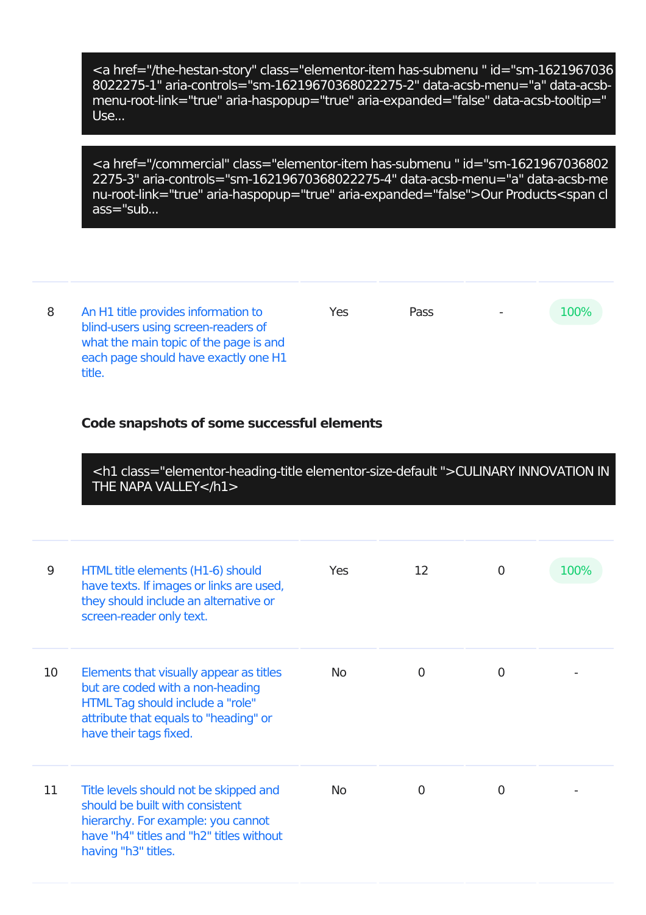```
<a href="/the-hestan-story" class="elementor-item has-submenu " id="sm-16219670368022275-1" aria-controls="sm-16219670368022275-2" data-acsb-menu="a" data-acsb-menu-root-link="true" aria-haspopup="true" aria-expanded="false" data-acsb-tooltip="Use...
```

```
<a href="/commercial" class="elementor-item has-submenu " id="sm-16219670368022275-3" aria-controls="sm-16219670368022275-4" data-acsb-menu="a" data-acsb-menu-root-link="true" aria-haspopup="true" aria-expanded="false">Our Products<span class="sub...
```

| | | | | | |
|---|---|---|---|---|---|
| 8 | An H1 title provides information to blind-users using screen-readers of what the main topic of the page is and each page should have exactly one H1 title. | Yes | Pass | - | 100% |

**Code snapshots of some successful elements**

```
<h1 class="elementor-heading-title elementor-size-default ">CULINARY INNOVATION IN THE NAPA VALLEY</h1>
```

| | | | | | |
|---|---|---|---|---|---|
| 9 | HTML title elements (H1-6) should have texts. If images or links are used, they should include an alternative or screen-reader only text. | Yes | 12 | 0 | 100% |
| 10 | Elements that visually appear as titles but are coded with a non-heading HTML Tag should include a "role" attribute that equals to "heading" or have their tags fixed. | No | 0 | 0 | - |
| 11 | Title levels should not be skipped and should be built with consistent hierarchy. For example: you cannot have "h4" titles and "h2" titles without having "h3" titles. | No | 0 | 0 | - |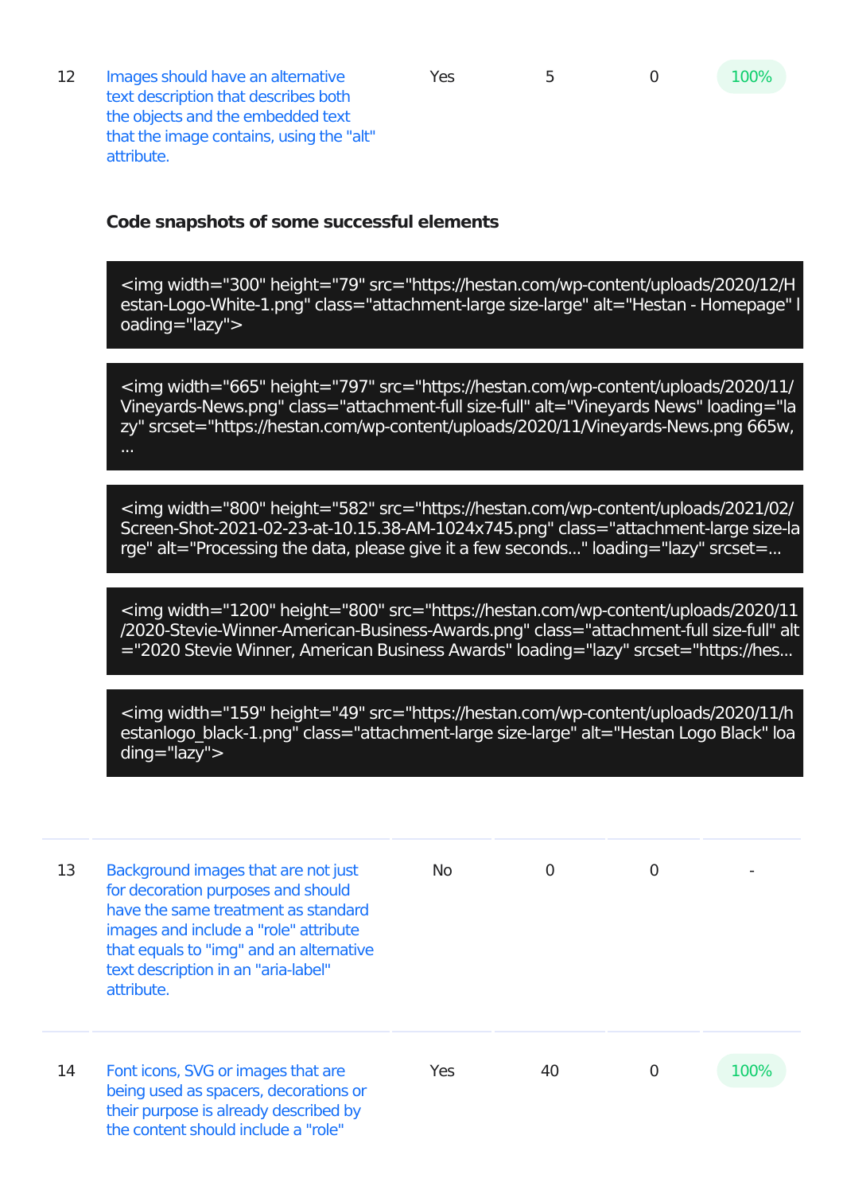| # | Criterion | Applicable | Passed | Failed | Score |
|---|---|---|---|---|---|
| 12 | Images should have an alternative text description that describes both the objects and the embedded text that the image contains, using the "alt" attribute. | Yes | 5 | 0 | 100% |

**Code snapshots of some successful elements**

```
<img width="300" height="79" src="https://hestan.com/wp-content/uploads/2020/12/Hestan-Logo-White-1.png" class="attachment-large size-large" alt="Hestan - Homepage" loading="lazy">
```

```
<img width="665" height="797" src="https://hestan.com/wp-content/uploads/2020/11/Vineyards-News.png" class="attachment-full size-full" alt="Vineyards News" loading="lazy" srcset="https://hestan.com/wp-content/uploads/2020/11/Vineyards-News.png 665w, ...
```

```
<img width="800" height="582" src="https://hestan.com/wp-content/uploads/2021/02/Screen-Shot-2021-02-23-at-10.15.38-AM-1024x745.png" class="attachment-large size-large" alt="Processing the data, please give it a few seconds..." loading="lazy" srcset=...
```

```
<img width="1200" height="800" src="https://hestan.com/wp-content/uploads/2020/11/2020-Stevie-Winner-American-Business-Awards.png" class="attachment-full size-full" alt="2020 Stevie Winner, American Business Awards" loading="lazy" srcset="https://hes...
```

```
<img width="159" height="49" src="https://hestan.com/wp-content/uploads/2020/11/hestanlogo_black-1.png" class="attachment-large size-large" alt="Hestan Logo Black" loading="lazy">
```

| # | Criterion | Applicable | Passed | Failed | Score |
|---|---|---|---|---|---|
| 13 | Background images that are not just for decoration purposes and should have the same treatment as standard images and include a "role" attribute that equals to "img" and an alternative text description in an "aria-label" attribute. | No | 0 | 0 | - |
| 14 | Font icons, SVG or images that are being used as spacers, decorations or their purpose is already described by the content should include a "role" | Yes | 40 | 0 | 100% |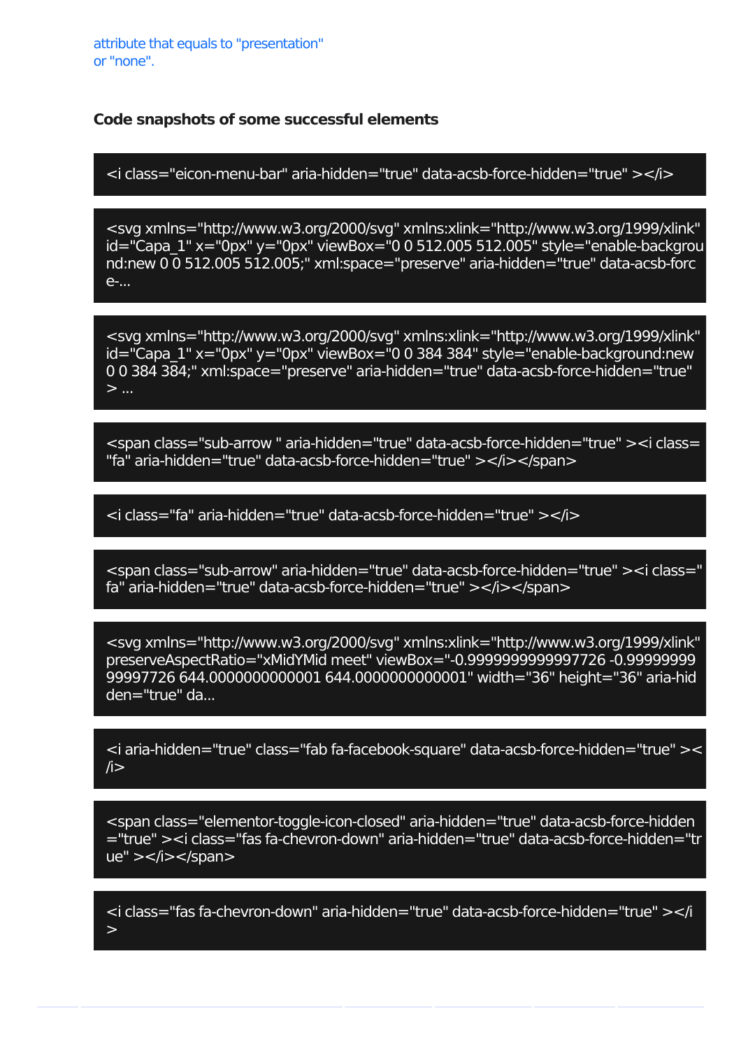attribute that equals to "presentation" or "none".

**Code snapshots of some successful elements**

```
<i class="eicon-menu-bar" aria-hidden="true" data-acsb-force-hidden="true" ></i>
```

```
<svg xmlns="http://www.w3.org/2000/svg" xmlns:xlink="http://www.w3.org/1999/xlink" id="Capa_1" x="0px" y="0px" viewBox="0 0 512.005 512.005" style="enable-background:new 0 0 512.005 512.005;" xml:space="preserve" aria-hidden="true" data-acsb-force-...
```

```
<svg xmlns="http://www.w3.org/2000/svg" xmlns:xlink="http://www.w3.org/1999/xlink" id="Capa_1" x="0px" y="0px" viewBox="0 0 384 384" style="enable-background:new 0 0 384 384;" xml:space="preserve" aria-hidden="true" data-acsb-force-hidden="true" > ...
```

```
<span class="sub-arrow " aria-hidden="true" data-acsb-force-hidden="true" ><i class="fa" aria-hidden="true" data-acsb-force-hidden="true" ></i></span>
```

```
<i class="fa" aria-hidden="true" data-acsb-force-hidden="true" ></i>
```

```
<span class="sub-arrow" aria-hidden="true" data-acsb-force-hidden="true" ><i class="fa" aria-hidden="true" data-acsb-force-hidden="true" ></i></span>
```

```
<svg xmlns="http://www.w3.org/2000/svg" xmlns:xlink="http://www.w3.org/1999/xlink" preserveAspectRatio="xMidYMid meet" viewBox="-0.9999999999997726 -0.9999999999997726 644.0000000000001 644.0000000000001" width="36" height="36" aria-hidden="true" da...
```

```
<i aria-hidden="true" class="fab fa-facebook-square" data-acsb-force-hidden="true" ></i>
```

```
<span class="elementor-toggle-icon-closed" aria-hidden="true" data-acsb-force-hidden="true" ><i class="fas fa-chevron-down" aria-hidden="true" data-acsb-force-hidden="true" ></i></span>
```

```
<i class="fas fa-chevron-down" aria-hidden="true" data-acsb-force-hidden="true" ></i>
```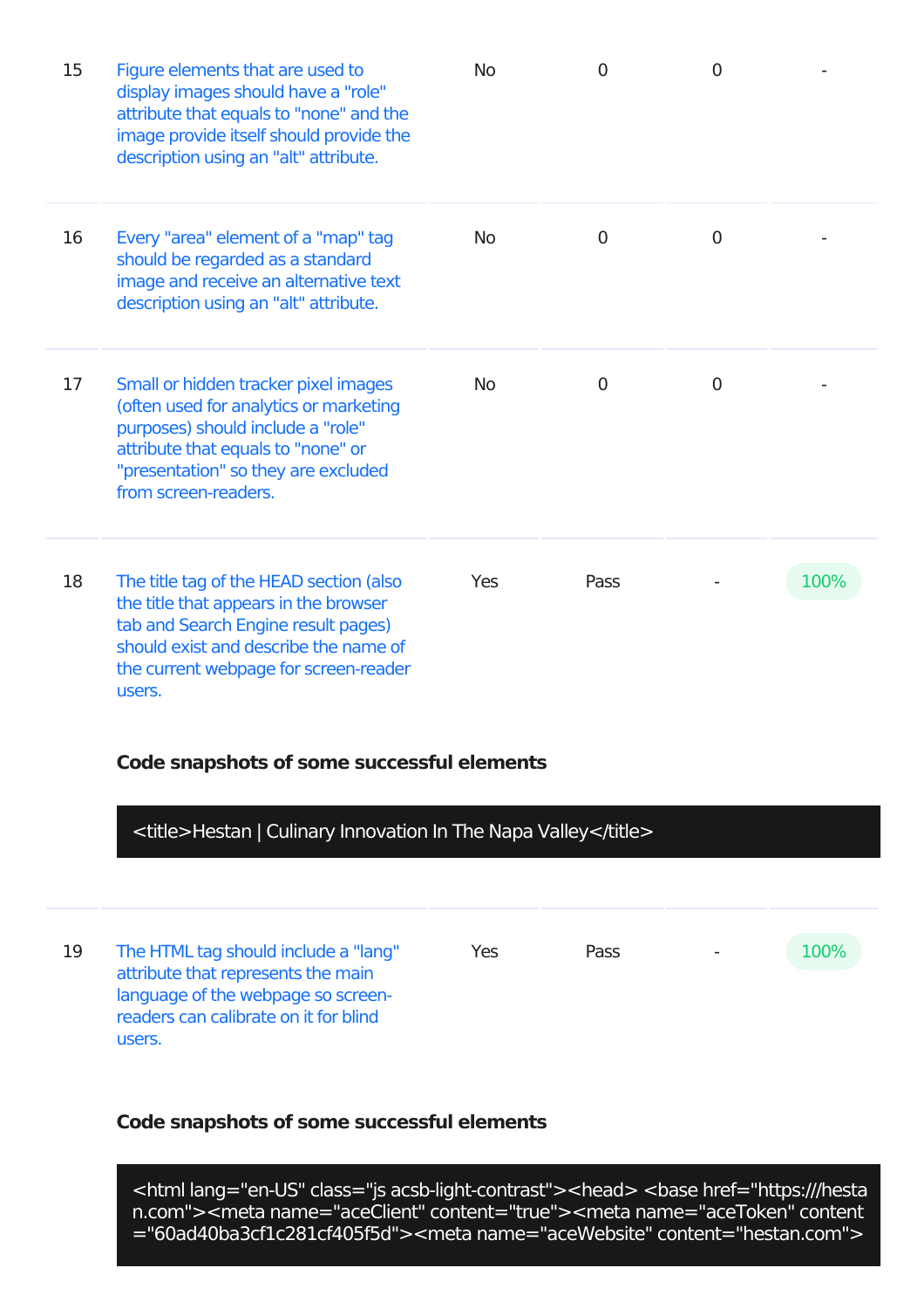| # | Rule | Applicable | Result | Failures | Score |
|---|---|---|---|---|---|
| 15 | Figure elements that are used to display images should have a "role" attribute that equals to "none" and the image provide itself should provide the description using an "alt" attribute. | No | 0 | 0 | - |
| 16 | Every "area" element of a "map" tag should be regarded as a standard image and receive an alternative text description using an "alt" attribute. | No | 0 | 0 | - |
| 17 | Small or hidden tracker pixel images (often used for analytics or marketing purposes) should include a "role" attribute that equals to "none" or "presentation" so they are excluded from screen-readers. | No | 0 | 0 | - |
| 18 | The title tag of the HEAD section (also the title that appears in the browser tab and Search Engine result pages) should exist and describe the name of the current webpage for screen-reader users. | Yes | Pass | - | 100% |

**Code snapshots of some successful elements**

```
<title>Hestan | Culinary Innovation In The Napa Valley</title>
```

| # | Rule | Applicable | Result | Failures | Score |
|---|---|---|---|---|---|
| 19 | The HTML tag should include a "lang" attribute that represents the main language of the webpage so screen-readers can calibrate on it for blind users. | Yes | Pass | - | 100% |

**Code snapshots of some successful elements**

```
<html lang="en-US" class="js acsb-light-contrast"><head> <base href="https:///hestan.com"><meta name="aceClient" content="true"><meta name="aceToken" content="60ad40ba3cf1c281cf405f5d"><meta name="aceWebsite" content="hestan.com">
```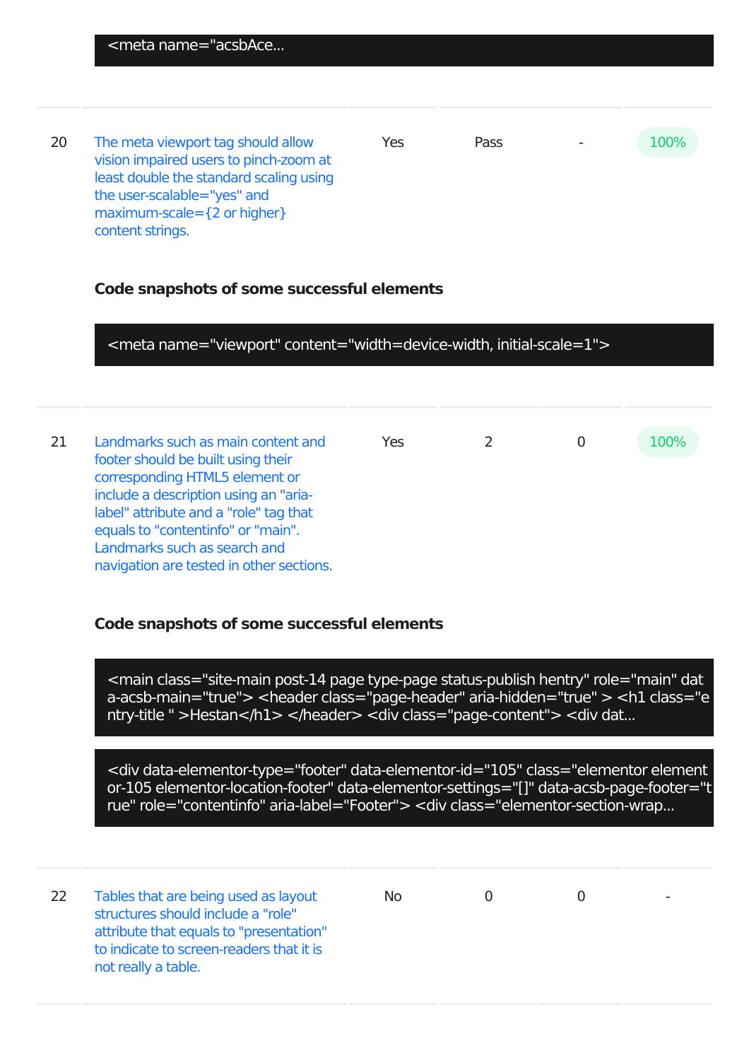```
<meta name="acsbAce...
```

| 20 | The meta viewport tag should allow vision impaired users to pinch-zoom at least double the standard scaling using the user-scalable="yes" and maximum-scale={2 or higher} content strings. | Yes | Pass | - | 100% |
|---|---|---|---|---|---|

**Code snapshots of some successful elements**

```
<meta name="viewport" content="width=device-width, initial-scale=1">
```

| 21 | Landmarks such as main content and footer should be built using their corresponding HTML5 element or include a description using an "aria-label" attribute and a "role" tag that equals to "contentinfo" or "main". Landmarks such as search and navigation are tested in other sections. | Yes | 2 | 0 | 100% |
|---|---|---|---|---|---|

**Code snapshots of some successful elements**

```
<main class="site-main post-14 page type-page status-publish hentry" role="main" data-acsb-main="true"> <header class="page-header" aria-hidden="true" > <h1 class="entry-title " >Hestan</h1> </header> <div class="page-content"> <div dat...
```

```
<div data-elementor-type="footer" data-elementor-id="105" class="elementor elementor-105 elementor-location-footer" data-elementor-settings="[]" data-acsb-page-footer="true" role="contentinfo" aria-label="Footer"> <div class="elementor-section-wrap...
```

| 22 | Tables that are being used as layout structures should include a "role" attribute that equals to "presentation" to indicate to screen-readers that it is not really a table. | No | 0 | 0 | - |
|---|---|---|---|---|---|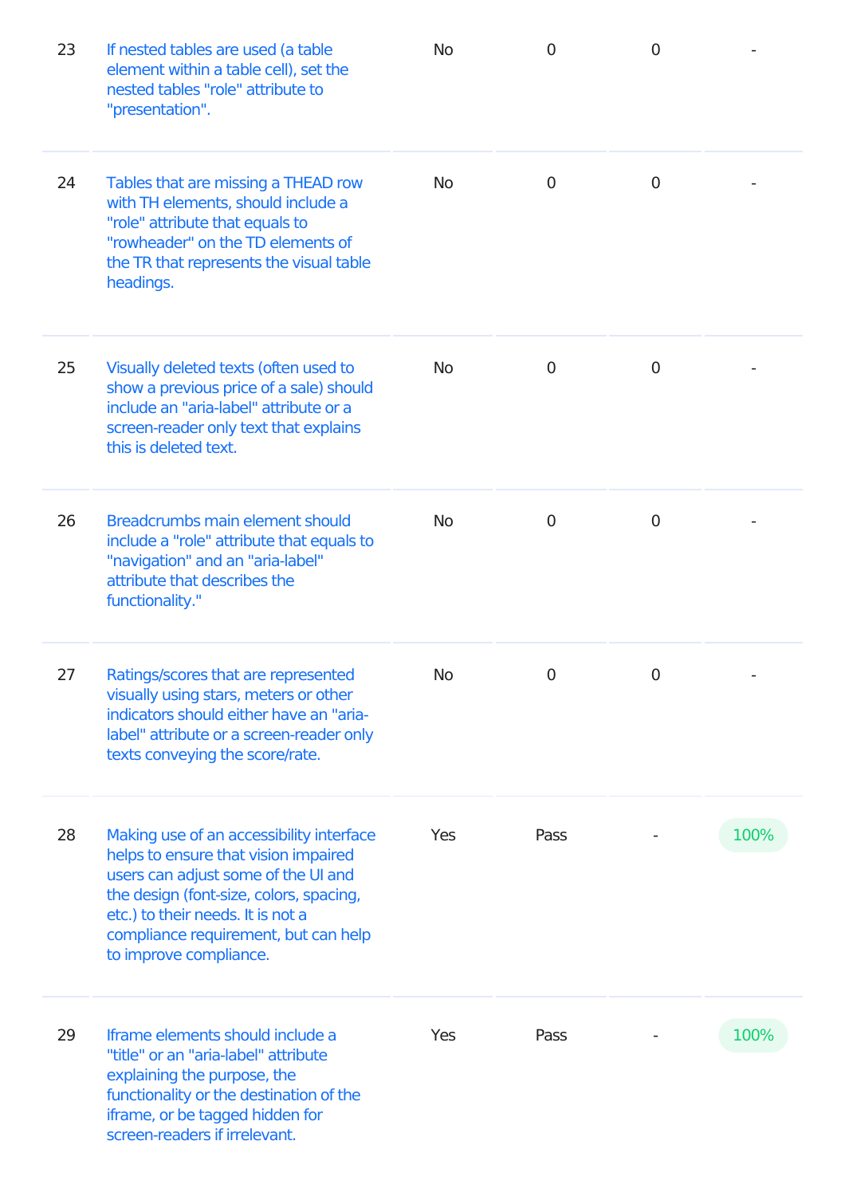| | | | | | |
|---|---|---|---|---|---|
| 23 | If nested tables are used (a table element within a table cell), set the nested tables "role" attribute to "presentation". | No | 0 | 0 | - |
| 24 | Tables that are missing a THEAD row with TH elements, should include a "role" attribute that equals to "rowheader" on the TD elements of the TR that represents the visual table headings. | No | 0 | 0 | - |
| 25 | Visually deleted texts (often used to show a previous price of a sale) should include an "aria-label" attribute or a screen-reader only text that explains this is deleted text. | No | 0 | 0 | - |
| 26 | Breadcrumbs main element should include a "role" attribute that equals to "navigation" and an "aria-label" attribute that describes the functionality." | No | 0 | 0 | - |
| 27 | Ratings/scores that are represented visually using stars, meters or other indicators should either have an "aria-label" attribute or a screen-reader only texts conveying the score/rate. | No | 0 | 0 | - |
| 28 | Making use of an accessibility interface helps to ensure that vision impaired users can adjust some of the UI and the design (font-size, colors, spacing, etc.) to their needs. It is not a compliance requirement, but can help to improve compliance. | Yes | Pass | - | 100% |
| 29 | Iframe elements should include a "title" or an "aria-label" attribute explaining the purpose, the functionality or the destination of the iframe, or be tagged hidden for screen-readers if irrelevant. | Yes | Pass | - | 100% |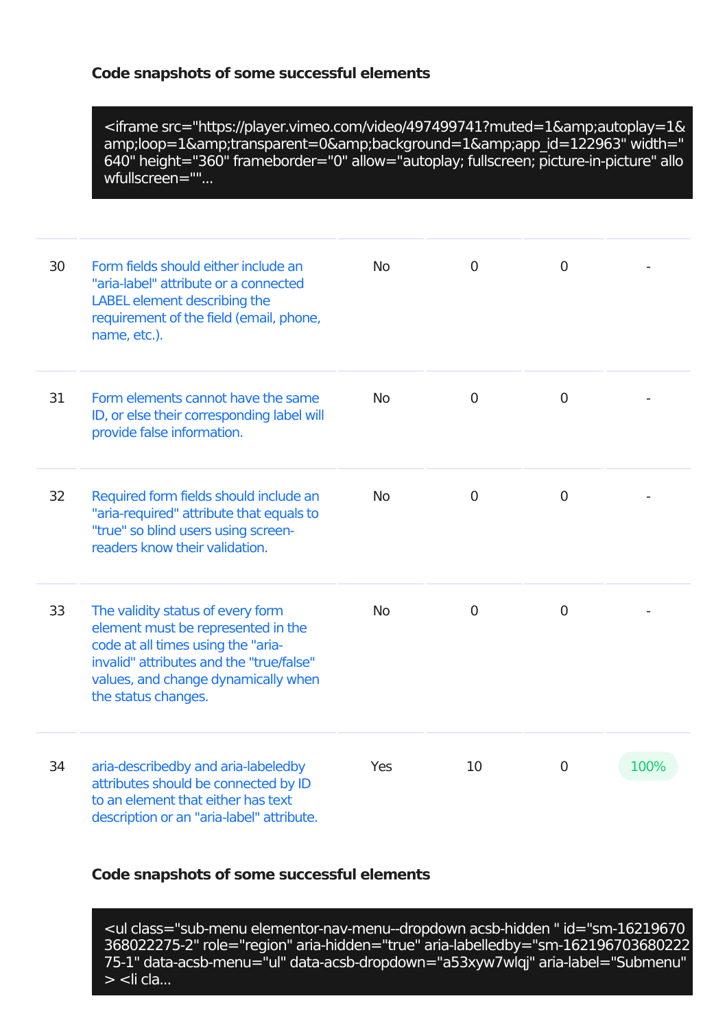**Code snapshots of some successful elements**

```
<iframe src="https://player.vimeo.com/video/497499741?muted=1&amp;autoplay=1&amp;loop=1&amp;transparent=0&amp;background=1&amp;app_id=122963" width="640" height="360" frameborder="0" allow="autoplay; fullscreen; picture-in-picture" allowfullscreen=""...
```

| | | | | | |
|---|---|---|---|---|---|
| 30 | Form fields should either include an "aria-label" attribute or a connected LABEL element describing the requirement of the field (email, phone, name, etc.). | No | 0 | 0 | - |
| 31 | Form elements cannot have the same ID, or else their corresponding label will provide false information. | No | 0 | 0 | - |
| 32 | Required form fields should include an "aria-required" attribute that equals to "true" so blind users using screen-readers know their validation. | No | 0 | 0 | - |
| 33 | The validity status of every form element must be represented in the code at all times using the "aria-invalid" attributes and the "true/false" values, and change dynamically when the status changes. | No | 0 | 0 | - |
| 34 | aria-describedby and aria-labeledby attributes should be connected by ID to an element that either has text description or an "aria-label" attribute. | Yes | 10 | 0 | 100% |

**Code snapshots of some successful elements**

```
<ul class="sub-menu elementor-nav-menu--dropdown acsb-hidden " id="sm-16219670368022275-2" role="region" aria-hidden="true" aria-labelledby="sm-16219670368022275-1" data-acsb-menu="ul" data-acsb-dropdown="a53xyw7wlqj" aria-label="Submenu" > <li cla...
```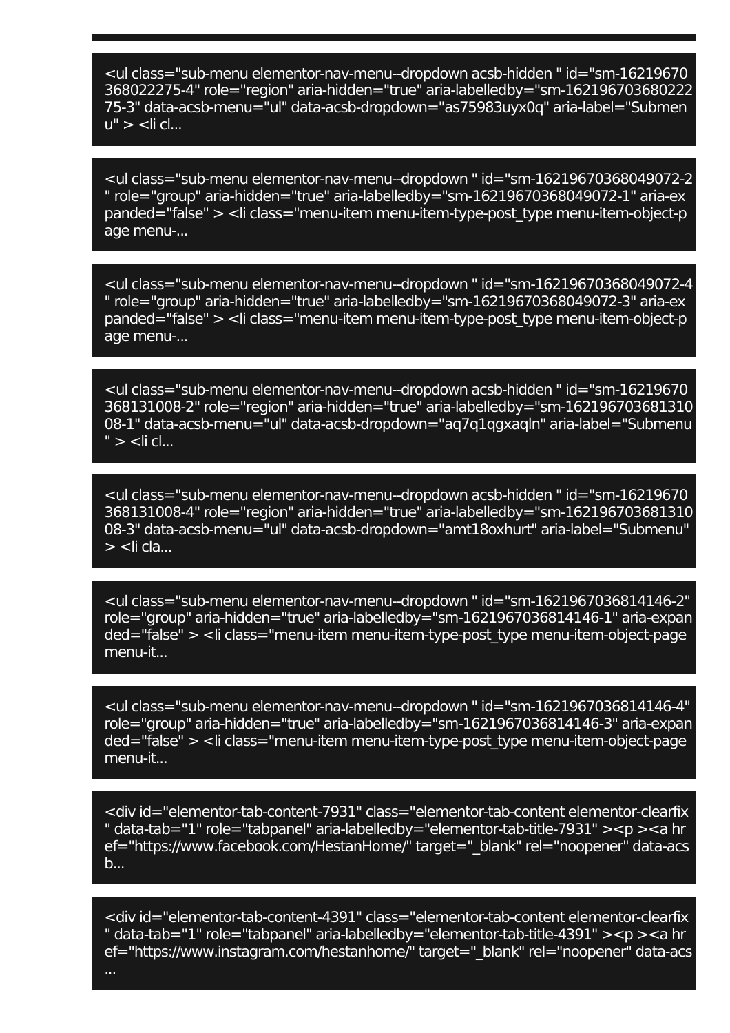```
<ul class="sub-menu elementor-nav-menu--dropdown acsb-hidden " id="sm-16219670368022275-4" role="region" aria-hidden="true" aria-labelledby="sm-16219670368022275-3" data-acsb-menu="ul" data-acsb-dropdown="as75983uyx0q" aria-label="Submenu" > <li cl...
```

```
<ul class="sub-menu elementor-nav-menu--dropdown " id="sm-16219670368049072-2" role="group" aria-hidden="true" aria-labelledby="sm-16219670368049072-1" aria-expanded="false" > <li class="menu-item menu-item-type-post_type menu-item-object-page menu-...
```

```
<ul class="sub-menu elementor-nav-menu--dropdown " id="sm-16219670368049072-4" role="group" aria-hidden="true" aria-labelledby="sm-16219670368049072-3" aria-expanded="false" > <li class="menu-item menu-item-type-post_type menu-item-object-page menu-...
```

```
<ul class="sub-menu elementor-nav-menu--dropdown acsb-hidden " id="sm-16219670368131008-2" role="region" aria-hidden="true" aria-labelledby="sm-16219670368131008-1" data-acsb-menu="ul" data-acsb-dropdown="aq7q1qgxaqln" aria-label="Submenu" > <li cl...
```

```
<ul class="sub-menu elementor-nav-menu--dropdown acsb-hidden " id="sm-16219670368131008-4" role="region" aria-hidden="true" aria-labelledby="sm-16219670368131008-3" data-acsb-menu="ul" data-acsb-dropdown="amt18oxhurt" aria-label="Submenu" > <li cla...
```

```
<ul class="sub-menu elementor-nav-menu--dropdown " id="sm-1621967036814146-2" role="group" aria-hidden="true" aria-labelledby="sm-1621967036814146-1" aria-expanded="false" > <li class="menu-item menu-item-type-post_type menu-item-object-page menu-it...
```

```
<ul class="sub-menu elementor-nav-menu--dropdown " id="sm-1621967036814146-4" role="group" aria-hidden="true" aria-labelledby="sm-1621967036814146-3" aria-expanded="false" > <li class="menu-item menu-item-type-post_type menu-item-object-page menu-it...
```

```
<div id="elementor-tab-content-7931" class="elementor-tab-content elementor-clearfix" data-tab="1" role="tabpanel" aria-labelledby="elementor-tab-title-7931" ><p ><a href="https://www.facebook.com/HestanHome/" target="_blank" rel="noopener" data-acsb...
```

```
<div id="elementor-tab-content-4391" class="elementor-tab-content elementor-clearfix" data-tab="1" role="tabpanel" aria-labelledby="elementor-tab-title-4391" ><p ><a href="https://www.instagram.com/hestanhome/" target="_blank" rel="noopener" data-acs...
```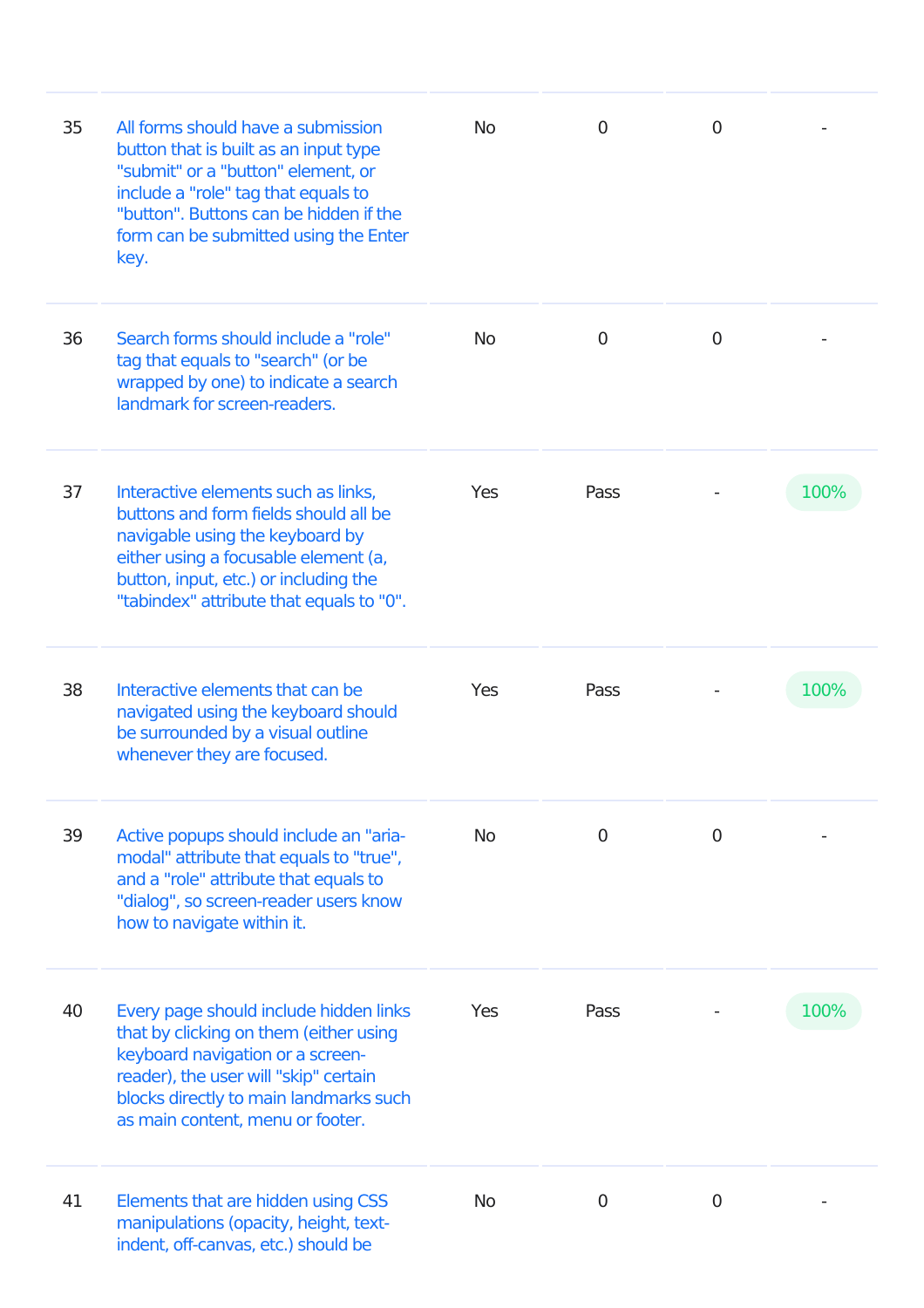| | | | | | |
|---|---|---|---|---|---|
| 35 | All forms should have a submission button that is built as an input type "submit" or a "button" element, or include a "role" tag that equals to "button". Buttons can be hidden if the form can be submitted using the Enter key. | No | 0 | 0 | - |
| 36 | Search forms should include a "role" tag that equals to "search" (or be wrapped by one) to indicate a search landmark for screen-readers. | No | 0 | 0 | - |
| 37 | Interactive elements such as links, buttons and form fields should all be navigable using the keyboard by either using a focusable element (a, button, input, etc.) or including the "tabindex" attribute that equals to "0". | Yes | Pass | - | 100% |
| 38 | Interactive elements that can be navigated using the keyboard should be surrounded by a visual outline whenever they are focused. | Yes | Pass | - | 100% |
| 39 | Active popups should include an "aria-modal" attribute that equals to "true", and a "role" attribute that equals to "dialog", so screen-reader users know how to navigate within it. | No | 0 | 0 | - |
| 40 | Every page should include hidden links that by clicking on them (either using keyboard navigation or a screen-reader), the user will "skip" certain blocks directly to main landmarks such as main content, menu or footer. | Yes | Pass | - | 100% |
| 41 | Elements that are hidden using CSS manipulations (opacity, height, text-indent, off-canvas, etc.) should be | No | 0 | 0 | - |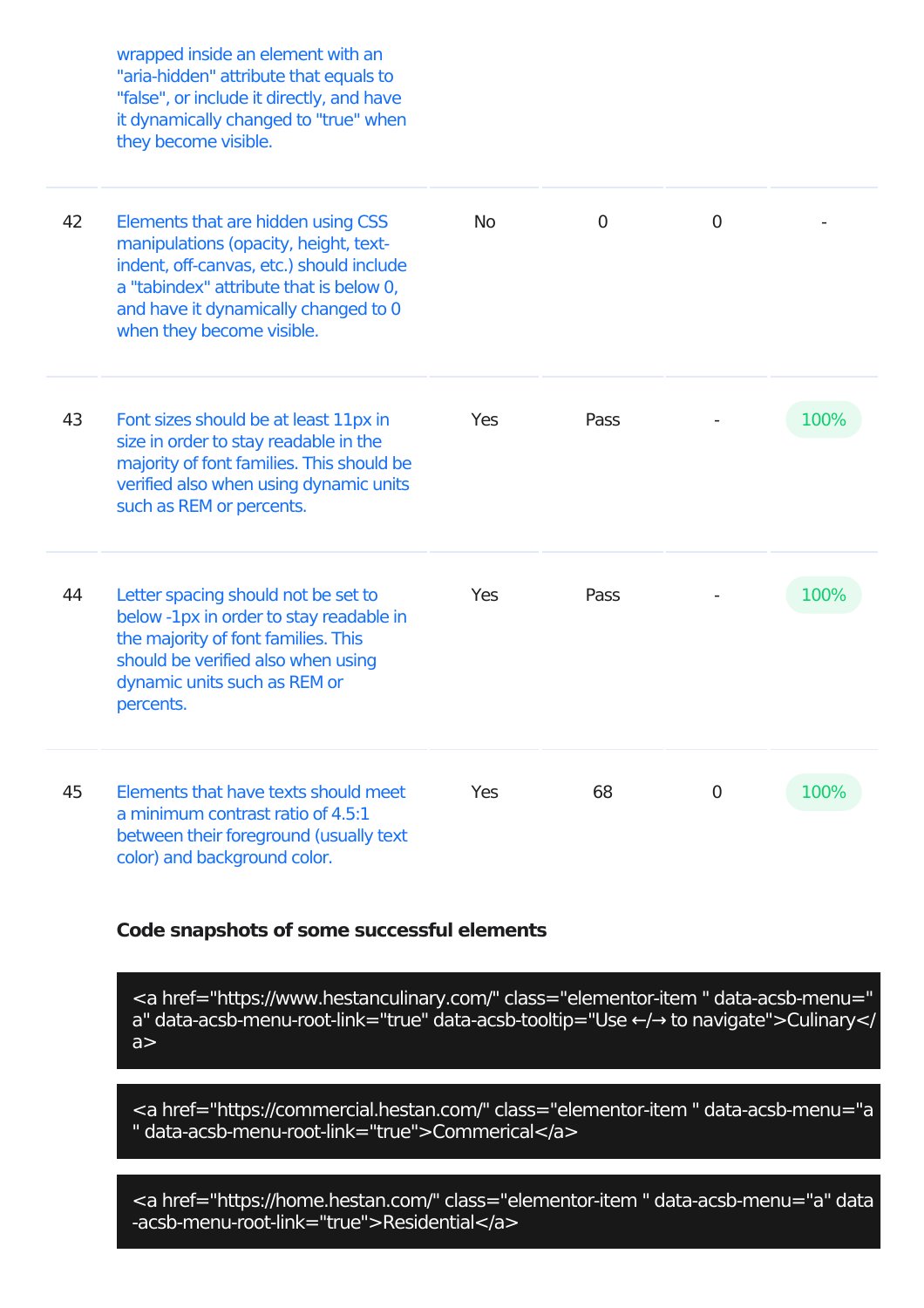| | | | | | |
|---|---|---|---|---|---|
| | wrapped inside an element with an "aria-hidden" attribute that equals to "false", or include it directly, and have it dynamically changed to "true" when they become visible. | | | | |
| 42 | Elements that are hidden using CSS manipulations (opacity, height, text-indent, off-canvas, etc.) should include a "tabindex" attribute that is below 0, and have it dynamically changed to 0 when they become visible. | No | 0 | 0 | - |
| 43 | Font sizes should be at least 11px in size in order to stay readable in the majority of font families. This should be verified also when using dynamic units such as REM or percents. | Yes | Pass | - | 100% |
| 44 | Letter spacing should not be set to below -1px in order to stay readable in the majority of font families. This should be verified also when using dynamic units such as REM or percents. | Yes | Pass | - | 100% |
| 45 | Elements that have texts should meet a minimum contrast ratio of 4.5:1 between their foreground (usually text color) and background color. | Yes | 68 | 0 | 100% |

**Code snapshots of some successful elements**

```
<a href="https://www.hestanculinary.com/" class="elementor-item " data-acsb-menu="a" data-acsb-menu-root-link="true" data-acsb-tooltip="Use ←/→ to navigate">Culinary</a>
```

```
<a href="https://commercial.hestan.com/" class="elementor-item " data-acsb-menu="a" data-acsb-menu-root-link="true">Commerical</a>
```

```
<a href="https://home.hestan.com/" class="elementor-item " data-acsb-menu="a" data-acsb-menu-root-link="true">Residential</a>
```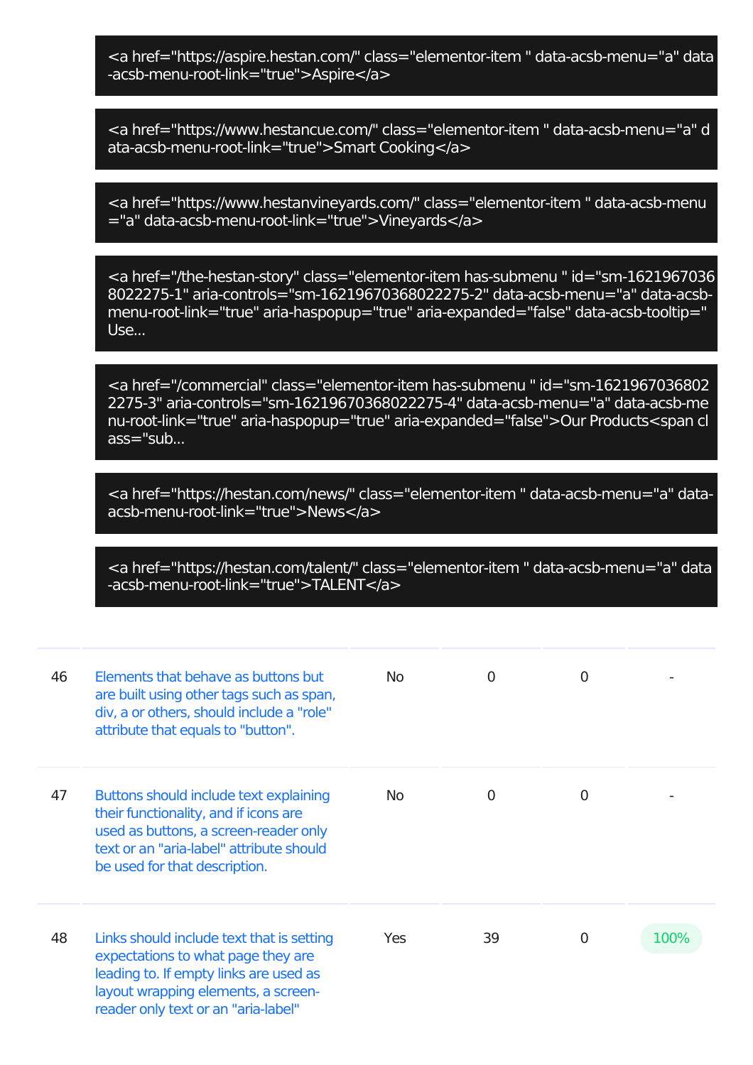```
<a href="https://aspire.hestan.com/" class="elementor-item " data-acsb-menu="a" data-acsb-menu-root-link="true">Aspire</a>
```

```
<a href="https://www.hestancue.com/" class="elementor-item " data-acsb-menu="a" data-acsb-menu-root-link="true">Smart Cooking</a>
```

```
<a href="https://www.hestanvineyards.com/" class="elementor-item " data-acsb-menu="a" data-acsb-menu-root-link="true">Vineyards</a>
```

```
<a href="/the-hestan-story" class="elementor-item has-submenu " id="sm-16219670368022275-1" aria-controls="sm-16219670368022275-2" data-acsb-menu="a" data-acsb-menu-root-link="true" aria-haspopup="true" aria-expanded="false" data-acsb-tooltip="Use...
```

```
<a href="/commercial" class="elementor-item has-submenu " id="sm-16219670368022275-3" aria-controls="sm-16219670368022275-4" data-acsb-menu="a" data-acsb-menu-root-link="true" aria-haspopup="true" aria-expanded="false">Our Products<span class="sub...
```

```
<a href="https://hestan.com/news/" class="elementor-item " data-acsb-menu="a" data-acsb-menu-root-link="true">News</a>
```

```
<a href="https://hestan.com/talent/" class="elementor-item " data-acsb-menu="a" data-acsb-menu-root-link="true">TALENT</a>
```

| | | | | | |
|---|---|---|---|---|---|
| 46 | Elements that behave as buttons but are built using other tags such as span, div, a or others, should include a "role" attribute that equals to "button". | No | 0 | 0 | - |
| 47 | Buttons should include text explaining their functionality, and if icons are used as buttons, a screen-reader only text or an "aria-label" attribute should be used for that description. | No | 0 | 0 | - |
| 48 | Links should include text that is setting expectations to what page they are leading to. If empty links are used as layout wrapping elements, a screen-reader only text or an "aria-label" | Yes | 39 | 0 | 100% |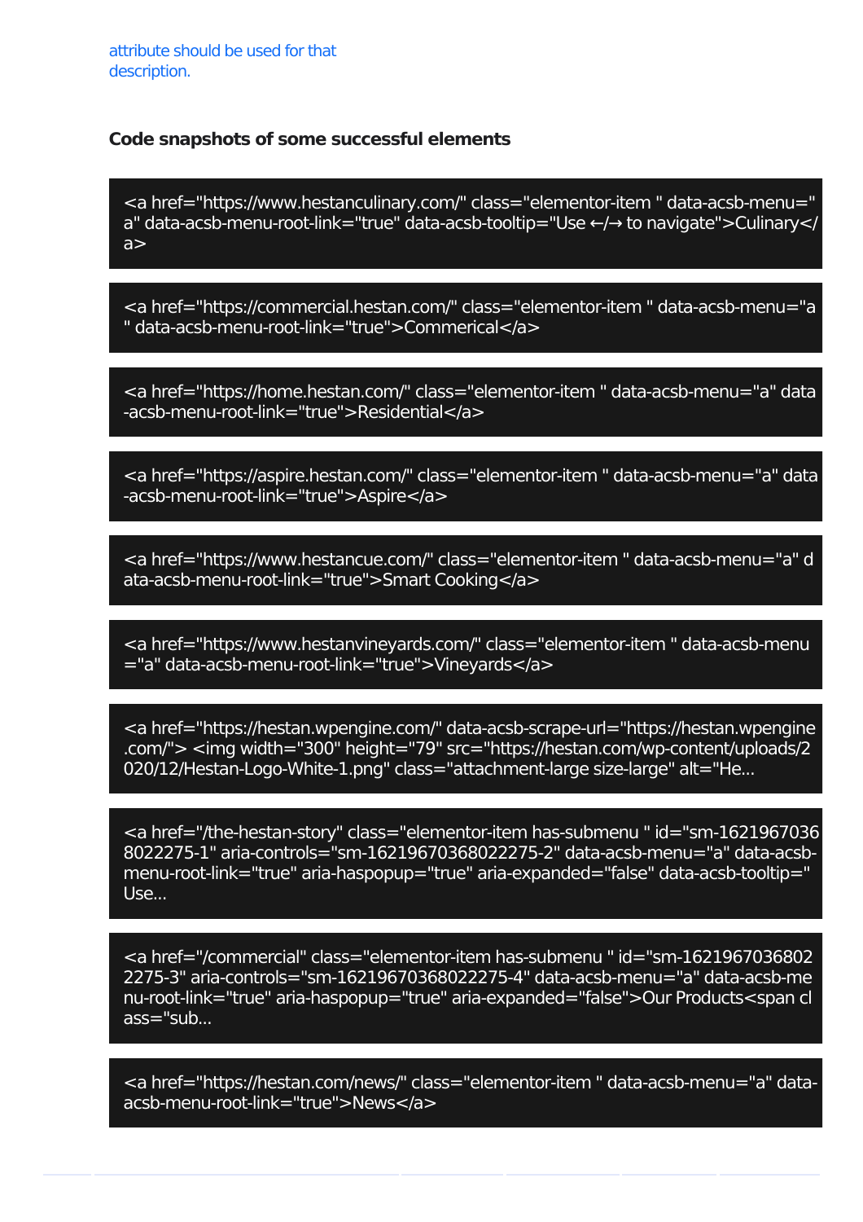attribute should be used for that description.

### Code snapshots of some successful elements

```
<a href="https://www.hestanculinary.com/" class="elementor-item " data-acsb-menu="a" data-acsb-menu-root-link="true" data-acsb-tooltip="Use ←/→ to navigate">Culinary</a>
```

```
<a href="https://commercial.hestan.com/" class="elementor-item " data-acsb-menu="a" data-acsb-menu-root-link="true">Commerical</a>
```

```
<a href="https://home.hestan.com/" class="elementor-item " data-acsb-menu="a" data-acsb-menu-root-link="true">Residential</a>
```

```
<a href="https://aspire.hestan.com/" class="elementor-item " data-acsb-menu="a" data-acsb-menu-root-link="true">Aspire</a>
```

```
<a href="https://www.hestancue.com/" class="elementor-item " data-acsb-menu="a" data-acsb-menu-root-link="true">Smart Cooking</a>
```

```
<a href="https://www.hestanvineyards.com/" class="elementor-item " data-acsb-menu="a" data-acsb-menu-root-link="true">Vineyards</a>
```

```
<a href="https://hestan.wpengine.com/" data-acsb-scrape-url="https://hestan.wpengine.com/"> <img width="300" height="79" src="https://hestan.com/wp-content/uploads/2020/12/Hestan-Logo-White-1.png" class="attachment-large size-large" alt="He...
```

```
<a href="/the-hestan-story" class="elementor-item has-submenu " id="sm-16219670368022275-1" aria-controls="sm-16219670368022275-2" data-acsb-menu="a" data-acsb-menu-root-link="true" aria-haspopup="true" aria-expanded="false" data-acsb-tooltip="Use...
```

```
<a href="/commercial" class="elementor-item has-submenu " id="sm-16219670368022275-3" aria-controls="sm-16219670368022275-4" data-acsb-menu="a" data-acsb-menu-root-link="true" aria-haspopup="true" aria-expanded="false">Our Products<span class="sub...
```

```
<a href="https://hestan.com/news/" class="elementor-item " data-acsb-menu="a" data-acsb-menu-root-link="true">News</a>
```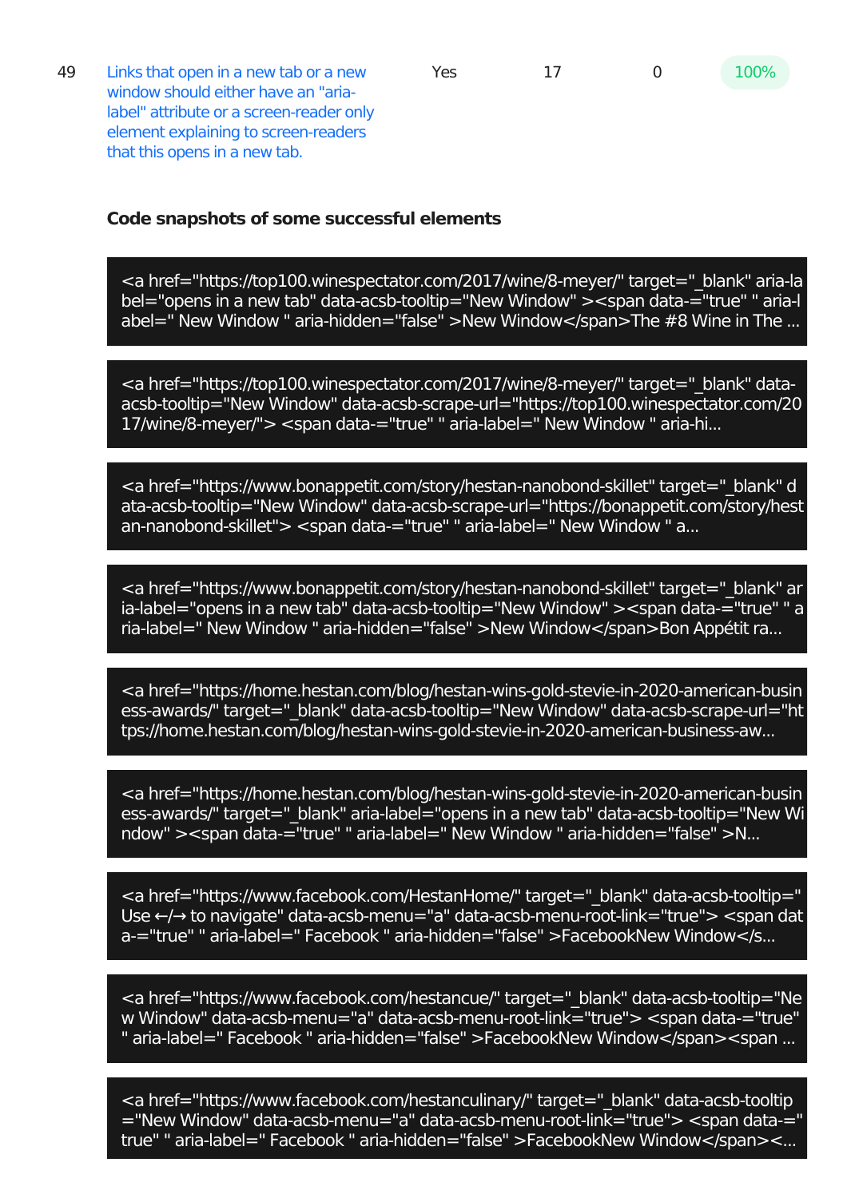| | | | | | |
|---|---|---|---|---|---|
| 49 | Links that open in a new tab or a new window should either have an "aria-label" attribute or a screen-reader only element explaining to screen-readers that this opens in a new tab. | Yes | 17 | 0 | 100% |

**Code snapshots of some successful elements**

```
<a href="https://top100.winespectator.com/2017/wine/8-meyer/" target="_blank" aria-label="opens in a new tab" data-acsb-tooltip="New Window" ><span data-="true" " aria-label=" New Window " aria-hidden="false" >New Window</span>The #8 Wine in The ...
```

```
<a href="https://top100.winespectator.com/2017/wine/8-meyer/" target="_blank" data-acsb-tooltip="New Window" data-acsb-scrape-url="https://top100.winespectator.com/2017/wine/8-meyer/"> <span data-="true" " aria-label=" New Window " aria-hi...
```

```
<a href="https://www.bonappetit.com/story/hestan-nanobond-skillet" target="_blank" data-acsb-tooltip="New Window" data-acsb-scrape-url="https://bonappetit.com/story/hestan-nanobond-skillet"> <span data-="true" " aria-label=" New Window " a...
```

```
<a href="https://www.bonappetit.com/story/hestan-nanobond-skillet" target="_blank" aria-label="opens in a new tab" data-acsb-tooltip="New Window" ><span data-="true" " aria-label=" New Window " aria-hidden="false" >New Window</span>Bon Appétit ra...
```

```
<a href="https://home.hestan.com/blog/hestan-wins-gold-stevie-in-2020-american-business-awards/" target="_blank" data-acsb-tooltip="New Window" data-acsb-scrape-url="https://home.hestan.com/blog/hestan-wins-gold-stevie-in-2020-american-business-aw...
```

```
<a href="https://home.hestan.com/blog/hestan-wins-gold-stevie-in-2020-american-business-awards/" target="_blank" aria-label="opens in a new tab" data-acsb-tooltip="New Window" ><span data-="true" " aria-label=" New Window " aria-hidden="false" >N...
```

```
<a href="https://www.facebook.com/HestanHome/" target="_blank" data-acsb-tooltip="Use ←/→ to navigate" data-acsb-menu="a" data-acsb-menu-root-link="true"> <span data-="true" " aria-label=" Facebook " aria-hidden="false" >FacebookNew Window</s...
```

```
<a href="https://www.facebook.com/hestancue/" target="_blank" data-acsb-tooltip="New Window" data-acsb-menu="a" data-acsb-menu-root-link="true"> <span data-="true" " aria-label=" Facebook " aria-hidden="false" >FacebookNew Window</span><span ...
```

```
<a href="https://www.facebook.com/hestanculinary/" target="_blank" data-acsb-tooltip="New Window" data-acsb-menu="a" data-acsb-menu-root-link="true"> <span data-="true" " aria-label=" Facebook " aria-hidden="false" >FacebookNew Window</span><...
```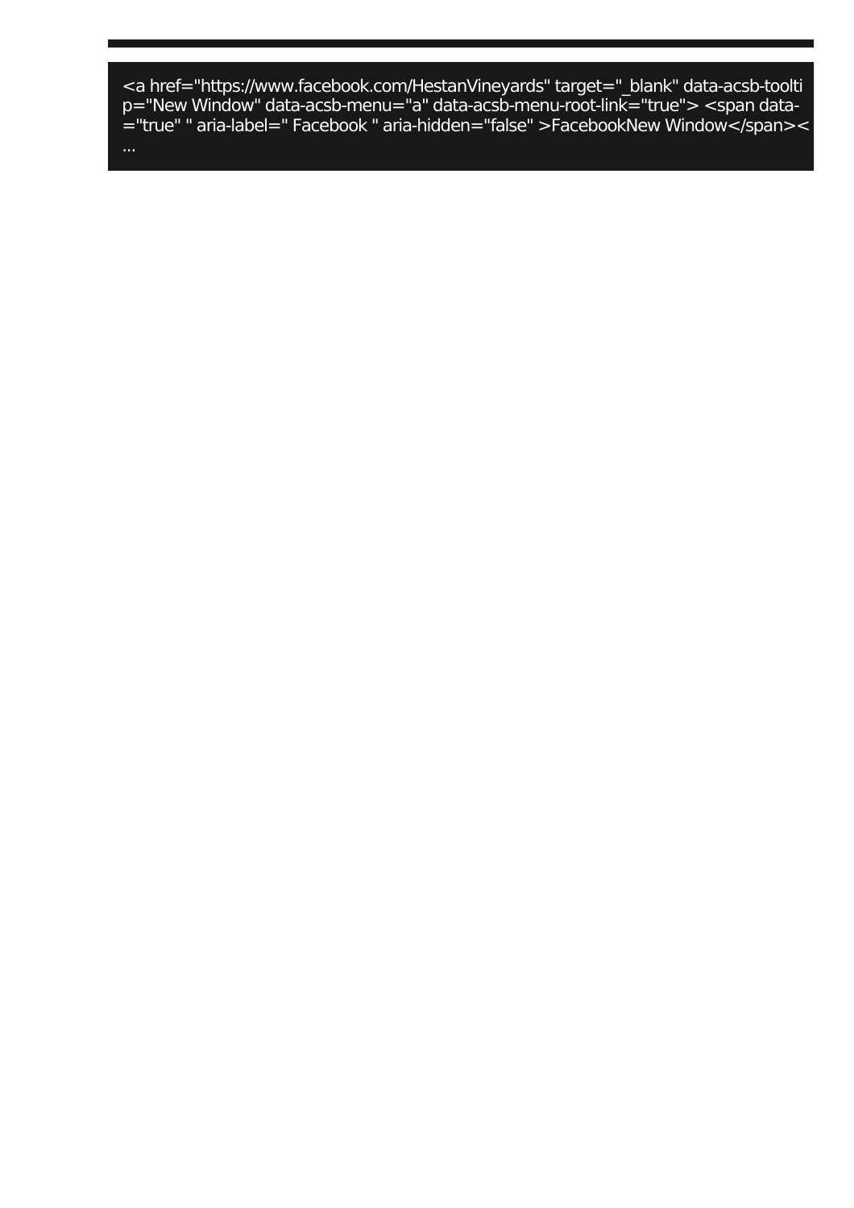```
<a href="https://www.facebook.com/HestanVineyards" target="_blank" data-acsb-tooltip="New Window" data-acsb-menu="a" data-acsb-menu-root-link="true"> <span data-="true" " aria-label=" Facebook " aria-hidden="false" >FacebookNew Window</span><
...
```